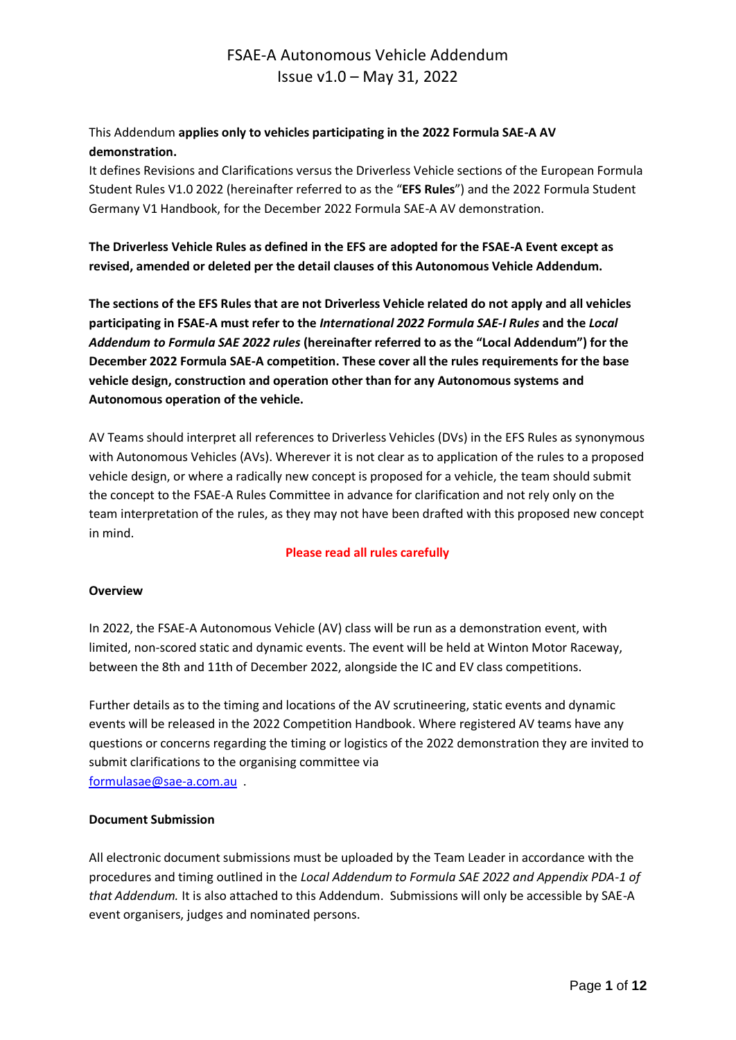# FSAE-A Autonomous Vehicle Addendum
## Issue v1.0 – May 31, 2022

This Addendum **applies only to vehicles participating in the 2022 Formula SAE-A AV demonstration.**
It defines Revisions and Clarifications versus the Driverless Vehicle sections of the European Formula Student Rules V1.0 2022 (hereinafter referred to as the "**EFS Rules**") and the 2022 Formula Student Germany V1 Handbook, for the December 2022 Formula SAE-A AV demonstration.

**The Driverless Vehicle Rules as defined in the EFS are adopted for the FSAE-A Event except as revised, amended or deleted per the detail clauses of this Autonomous Vehicle Addendum.**

**The sections of the EFS Rules that are not Driverless Vehicle related do not apply and all vehicles participating in FSAE-A must refer to the *International 2022 Formula SAE-I Rules* and the *Local Addendum to Formula SAE 2022 rules* (hereinafter referred to as the "Local Addendum") for the December 2022 Formula SAE-A competition. These cover all the rules requirements for the base vehicle design, construction and operation other than for any Autonomous systems and Autonomous operation of the vehicle.**

AV Teams should interpret all references to Driverless Vehicles (DVs) in the EFS Rules as synonymous with Autonomous Vehicles (AVs). Wherever it is not clear as to application of the rules to a proposed vehicle design, or where a radically new concept is proposed for a vehicle, the team should submit the concept to the FSAE-A Rules Committee in advance for clarification and not rely only on the team interpretation of the rules, as they may not have been drafted with this proposed new concept in mind.

**Please read all rules carefully**

**Overview**

In 2022, the FSAE-A Autonomous Vehicle (AV) class will be run as a demonstration event, with limited, non-scored static and dynamic events. The event will be held at Winton Motor Raceway, between the 8th and 11th of December 2022, alongside the IC and EV class competitions.

Further details as to the timing and locations of the AV scrutineering, static events and dynamic events will be released in the 2022 Competition Handbook. Where registered AV teams have any questions or concerns regarding the timing or logistics of the 2022 demonstration they are invited to submit clarifications to the organising committee via formulasae@sae-a.com.au .

**Document Submission**

All electronic document submissions must be uploaded by the Team Leader in accordance with the procedures and timing outlined in the *Local Addendum to Formula SAE 2022 and Appendix PDA-1 of that Addendum.* It is also attached to this Addendum. Submissions will only be accessible by SAE-A event organisers, judges and nominated persons.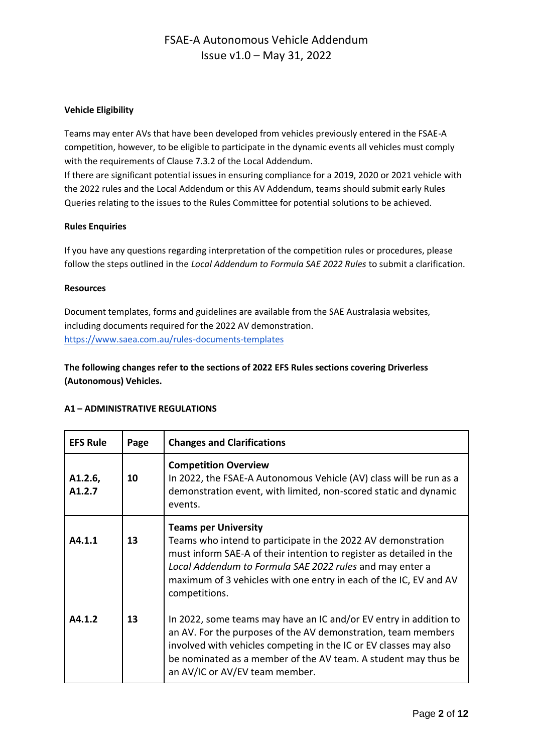**Vehicle Eligibility**

Teams may enter AVs that have been developed from vehicles previously entered in the FSAE-A competition, however, to be eligible to participate in the dynamic events all vehicles must comply with the requirements of Clause 7.3.2 of the Local Addendum.

If there are significant potential issues in ensuring compliance for a 2019, 2020 or 2021 vehicle with the 2022 rules and the Local Addendum or this AV Addendum, teams should submit early Rules Queries relating to the issues to the Rules Committee for potential solutions to be achieved.

**Rules Enquiries**

If you have any questions regarding interpretation of the competition rules or procedures, please follow the steps outlined in the *Local Addendum to Formula SAE 2022 Rules* to submit a clarification.

**Resources**

Document templates, forms and guidelines are available from the SAE Australasia websites, including documents required for the 2022 AV demonstration.
https://www.saea.com.au/rules-documents-templates

**The following changes refer to the sections of 2022 EFS Rules sections covering Driverless (Autonomous) Vehicles.**

**A1 – ADMINISTRATIVE REGULATIONS**

| EFS Rule | Page | Changes and Clarifications |
|---|---|---|
| A1.2.6, A1.2.7 | 10 | **Competition Overview**<br>In 2022, the FSAE-A Autonomous Vehicle (AV) class will be run as a demonstration event, with limited, non-scored static and dynamic events. |
| A4.1.1 | 13 | **Teams per University**<br>Teams who intend to participate in the 2022 AV demonstration must inform SAE-A of their intention to register as detailed in the *Local Addendum to Formula SAE 2022 rules* and may enter a maximum of 3 vehicles with one entry in each of the IC, EV and AV competitions. |
| A4.1.2 | 13 | In 2022, some teams may have an IC and/or EV entry in addition to an AV. For the purposes of the AV demonstration, team members involved with vehicles competing in the IC or EV classes may also be nominated as a member of the AV team. A student may thus be an AV/IC or AV/EV team member. |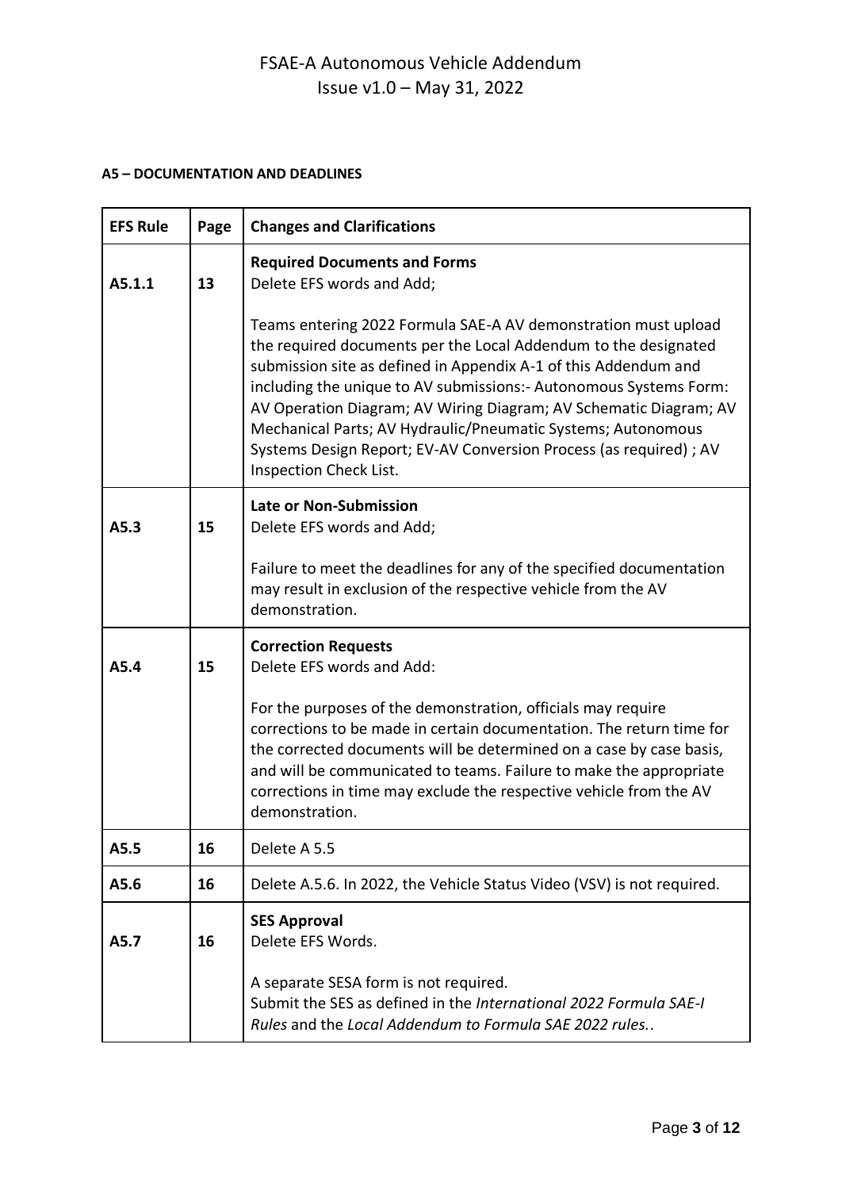**A5 – DOCUMENTATION AND DEADLINES**

| EFS Rule | Page | Changes and Clarifications |
|---|---|---|
| A5.1.1 | 13 | **Required Documents and Forms**<br>Delete EFS words and Add;<br><br>Teams entering 2022 Formula SAE-A AV demonstration must upload the required documents per the Local Addendum to the designated submission site as defined in Appendix A-1 of this Addendum and including the unique to AV submissions:- Autonomous Systems Form: AV Operation Diagram; AV Wiring Diagram; AV Schematic Diagram; AV Mechanical Parts; AV Hydraulic/Pneumatic Systems; Autonomous Systems Design Report; EV-AV Conversion Process (as required) ; AV Inspection Check List. |
| A5.3 | 15 | **Late or Non-Submission**<br>Delete EFS words and Add;<br><br>Failure to meet the deadlines for any of the specified documentation may result in exclusion of the respective vehicle from the AV demonstration. |
| A5.4 | 15 | **Correction Requests**<br>Delete EFS words and Add:<br><br>For the purposes of the demonstration, officials may require corrections to be made in certain documentation. The return time for the corrected documents will be determined on a case by case basis, and will be communicated to teams. Failure to make the appropriate corrections in time may exclude the respective vehicle from the AV demonstration. |
| A5.5 | 16 | Delete A 5.5 |
| A5.6 | 16 | Delete A.5.6. In 2022, the Vehicle Status Video (VSV) is not required. |
| A5.7 | 16 | **SES Approval**<br>Delete EFS Words.<br><br>A separate SESA form is not required.<br>Submit the SES as defined in the *International 2022 Formula SAE-I Rules* and the *Local Addendum to Formula SAE 2022 rules.*. |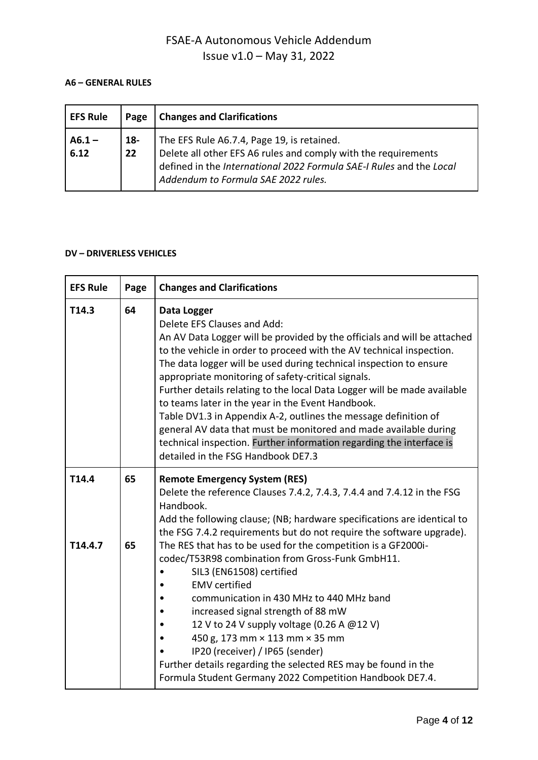#### A6 – GENERAL RULES

| EFS Rule | Page | Changes and Clarifications |
|---|---|---|
| A6.1 – 6.12 | 18-22 | The EFS Rule A6.7.4, Page 19, is retained.<br>Delete all other EFS A6 rules and comply with the requirements defined in the *International 2022 Formula SAE-I Rules* and the *Local Addendum to Formula SAE 2022 rules.* |

#### DV – DRIVERLESS VEHICLES

| EFS Rule | Page | Changes and Clarifications |
|---|---|---|
| T14.3 | 64 | **Data Logger**<br>Delete EFS Clauses and Add:<br>An AV Data Logger will be provided by the officials and will be attached to the vehicle in order to proceed with the AV technical inspection. The data logger will be used during technical inspection to ensure appropriate monitoring of safety-critical signals.<br>Further details relating to the local Data Logger will be made available to teams later in the year in the Event Handbook.<br>Table DV1.3 in Appendix A-2, outlines the message definition of general AV data that must be monitored and made available during technical inspection. Further information regarding the interface is detailed in the FSG Handbook DE7.3 |
| T14.4<br><br><br><br>T14.4.7 | 65<br><br><br><br>65 | **Remote Emergency System (RES)**<br>Delete the reference Clauses 7.4.2, 7.4.3, 7.4.4 and 7.4.12 in the FSG Handbook.<br>Add the following clause; (NB; hardware specifications are identical to the FSG 7.4.2 requirements but do not require the software upgrade).<br>The RES that has to be used for the competition is a GF2000i-codec/T53R98 combination from Gross-Funk GmbH11.<br>• SIL3 (EN61508) certified<br>• EMV certified<br>• communication in 430 MHz to 440 MHz band<br>• increased signal strength of 88 mW<br>• 12 V to 24 V supply voltage (0.26 A @12 V)<br>• 450 g, 173 mm × 113 mm × 35 mm<br>• IP20 (receiver) / IP65 (sender)<br>Further details regarding the selected RES may be found in the Formula Student Germany 2022 Competition Handbook DE7.4. |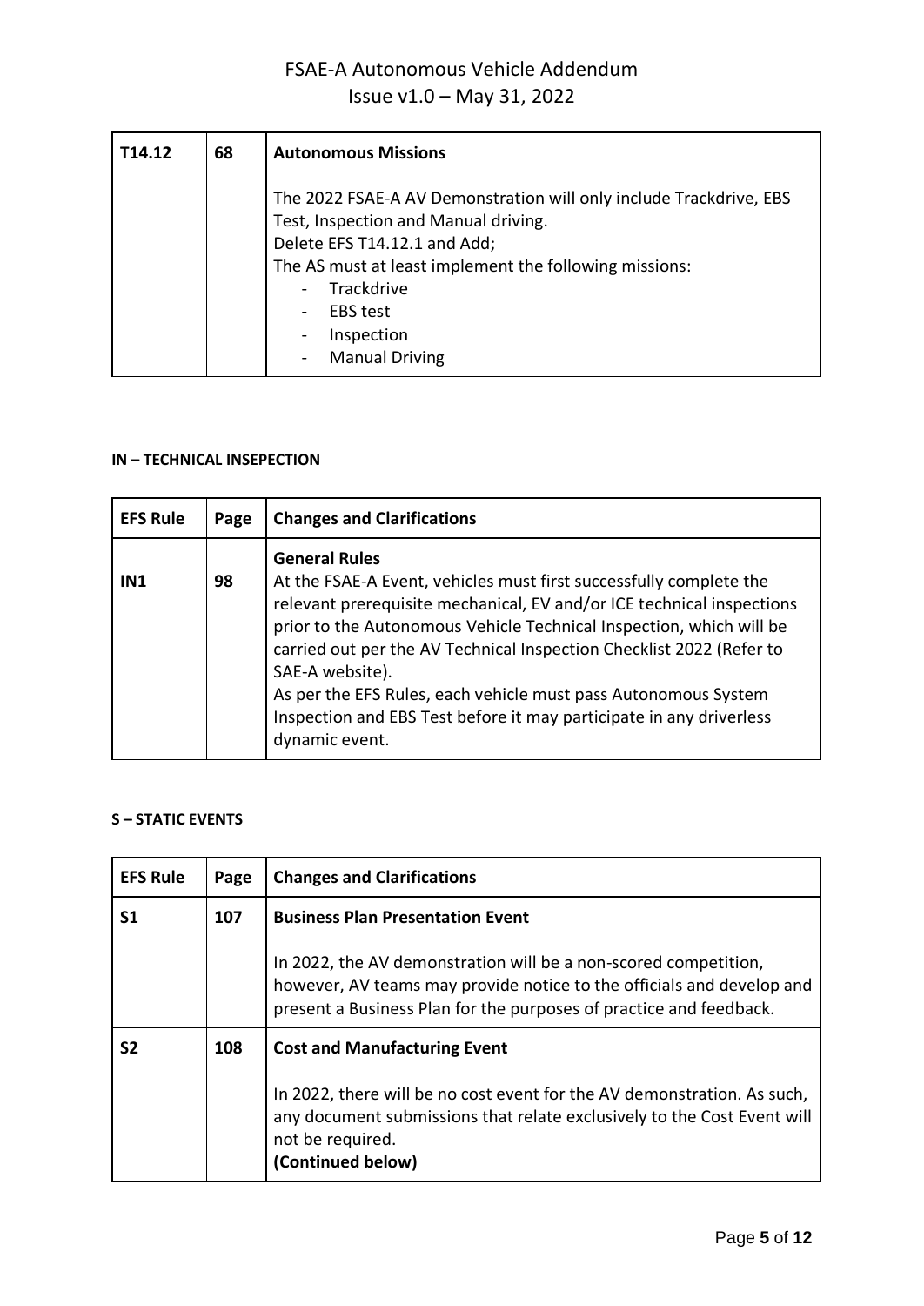| T14.12 | 68 | **Autonomous Missions**<br><br>The 2022 FSAE-A AV Demonstration will only include Trackdrive, EBS Test, Inspection and Manual driving.<br>Delete EFS T14.12.1 and Add;<br>The AS must at least implement the following missions:<br>- Trackdrive<br>- EBS test<br>- Inspection<br>- Manual Driving |
|---|---|---|

**IN – TECHNICAL INSEPECTION**

| EFS Rule | Page | Changes and Clarifications |
|---|---|---|
| IN1 | 98 | **General Rules**<br>At the FSAE-A Event, vehicles must first successfully complete the relevant prerequisite mechanical, EV and/or ICE technical inspections prior to the Autonomous Vehicle Technical Inspection, which will be carried out per the AV Technical Inspection Checklist 2022 (Refer to SAE-A website).<br>As per the EFS Rules, each vehicle must pass Autonomous System Inspection and EBS Test before it may participate in any driverless dynamic event. |

**S – STATIC EVENTS**

| EFS Rule | Page | Changes and Clarifications |
|---|---|---|
| S1 | 107 | **Business Plan Presentation Event**<br><br>In 2022, the AV demonstration will be a non-scored competition, however, AV teams may provide notice to the officials and develop and present a Business Plan for the purposes of practice and feedback. |
| S2 | 108 | **Cost and Manufacturing Event**<br><br>In 2022, there will be no cost event for the AV demonstration. As such, any document submissions that relate exclusively to the Cost Event will not be required.<br>**(Continued below)** |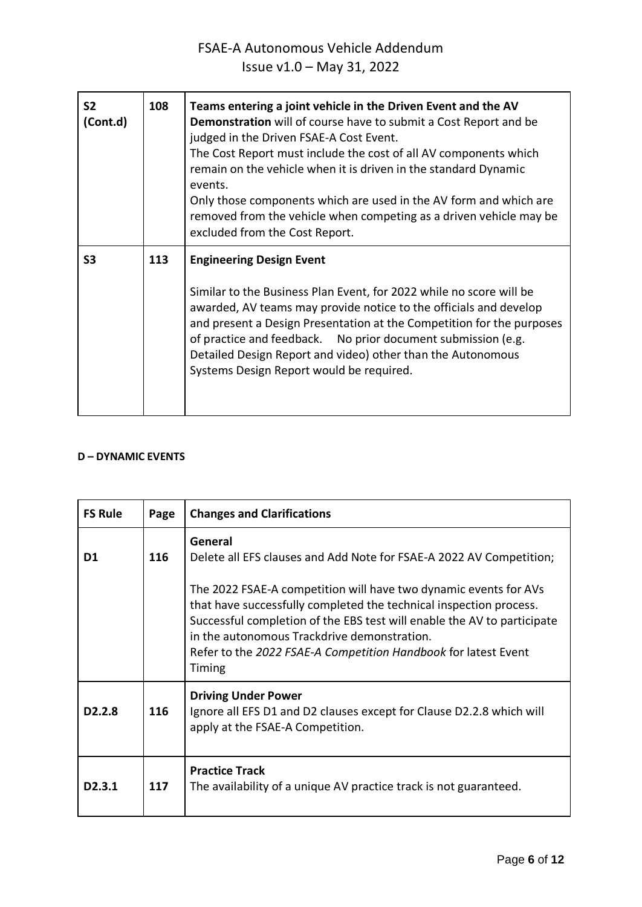| | | |
|---|---|---|
| **S2 (Cont.d)** | **108** | **Teams entering a joint vehicle in the Driven Event and the AV Demonstration** will of course have to submit a Cost Report and be judged in the Driven FSAE-A Cost Event.<br>The Cost Report must include the cost of all AV components which remain on the vehicle when it is driven in the standard Dynamic events.<br>Only those components which are used in the AV form and which are removed from the vehicle when competing as a driven vehicle may be excluded from the Cost Report. |
| **S3** | **113** | **Engineering Design Event**<br><br>Similar to the Business Plan Event, for 2022 while no score will be awarded, AV teams may provide notice to the officials and develop and present a Design Presentation at the Competition for the purposes of practice and feedback. No prior document submission (e.g. Detailed Design Report and video) other than the Autonomous Systems Design Report would be required. |

**D – DYNAMIC EVENTS**

| FS Rule | Page | Changes and Clarifications |
|---|---|---|
| **D1** | **116** | **General**<br>Delete all EFS clauses and Add Note for FSAE-A 2022 AV Competition;<br><br>The 2022 FSAE-A competition will have two dynamic events for AVs that have successfully completed the technical inspection process. Successful completion of the EBS test will enable the AV to participate in the autonomous Trackdrive demonstration.<br>Refer to the *2022 FSAE-A Competition Handbook* for latest Event Timing |
| **D2.2.8** | **116** | **Driving Under Power**<br>Ignore all EFS D1 and D2 clauses except for Clause D2.2.8 which will apply at the FSAE-A Competition. |
| **D2.3.1** | **117** | **Practice Track**<br>The availability of a unique AV practice track is not guaranteed. |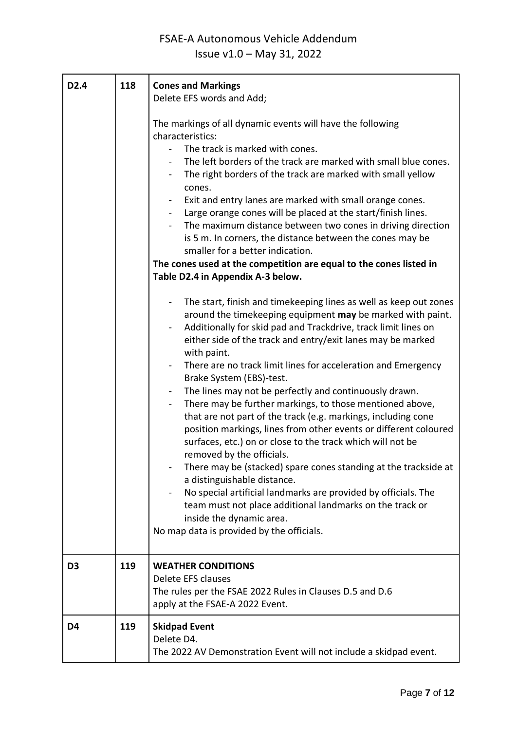| D2.4 | 118 | **Cones and Markings**<br>Delete EFS words and Add;<br><br>The markings of all dynamic events will have the following characteristics:<br>- The track is marked with cones.<br>- The left borders of the track are marked with small blue cones.<br>- The right borders of the track are marked with small yellow cones.<br>- Exit and entry lanes are marked with small orange cones.<br>- Large orange cones will be placed at the start/finish lines.<br>- The maximum distance between two cones in driving direction is 5 m. In corners, the distance between the cones may be smaller for a better indication.<br>**The cones used at the competition are equal to the cones listed in Table D2.4 in Appendix A-3 below.**<br><br>- The start, finish and timekeeping lines as well as keep out zones around the timekeeping equipment **may** be marked with paint.<br>- Additionally for skid pad and Trackdrive, track limit lines on either side of the track and entry/exit lanes may be marked with paint.<br>- There are no track limit lines for acceleration and Emergency Brake System (EBS)-test.<br>- The lines may not be perfectly and continuously drawn.<br>- There may be further markings, to those mentioned above, that are not part of the track (e.g. markings, including cone position markings, lines from other events or different coloured surfaces, etc.) on or close to the track which will not be removed by the officials.<br>- There may be (stacked) spare cones standing at the trackside at a distinguishable distance.<br>- No special artificial landmarks are provided by officials. The team must not place additional landmarks on the track or inside the dynamic area.<br>No map data is provided by the officials. |
|---|---|---|
| D3 | 119 | **WEATHER CONDITIONS**<br>Delete EFS clauses<br>The rules per the FSAE 2022 Rules in Clauses D.5 and D.6 apply at the FSAE-A 2022 Event. |
| D4 | 119 | **Skidpad Event**<br>Delete D4.<br>The 2022 AV Demonstration Event will not include a skidpad event. |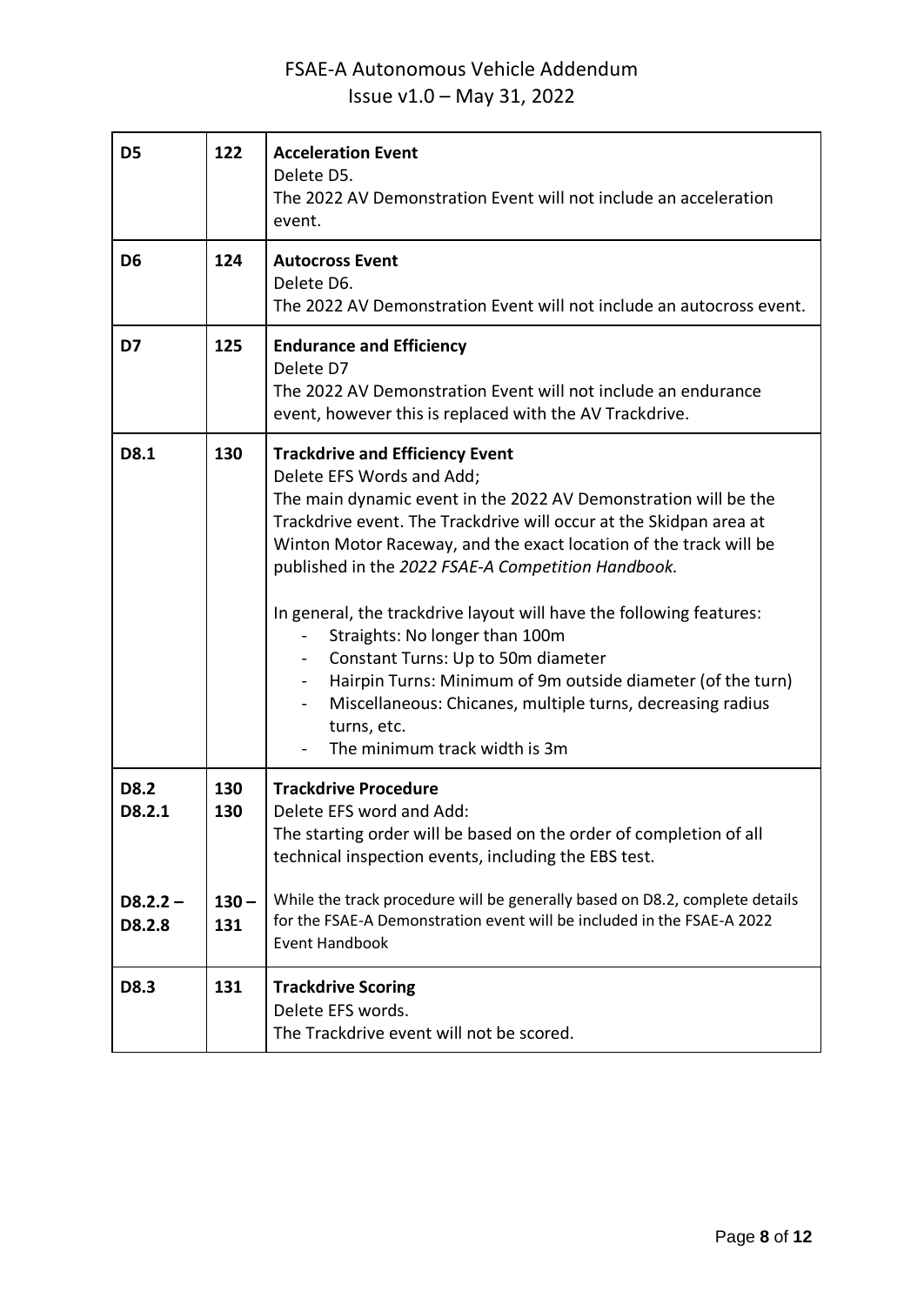| | | |
|---|---|---|
| **D5** | **122** | **Acceleration Event**<br>Delete D5.<br>The 2022 AV Demonstration Event will not include an acceleration event. |
| **D6** | **124** | **Autocross Event**<br>Delete D6.<br>The 2022 AV Demonstration Event will not include an autocross event. |
| **D7** | **125** | **Endurance and Efficiency**<br>Delete D7<br>The 2022 AV Demonstration Event will not include an endurance event, however this is replaced with the AV Trackdrive. |
| **D8.1** | **130** | **Trackdrive and Efficiency Event**<br>Delete EFS Words and Add;<br>The main dynamic event in the 2022 AV Demonstration will be the Trackdrive event. The Trackdrive will occur at the Skidpan area at Winton Motor Raceway, and the exact location of the track will be published in the *2022 FSAE-A Competition Handbook.*<br><br>In general, the trackdrive layout will have the following features:<br>- Straights: No longer than 100m<br>- Constant Turns: Up to 50m diameter<br>- Hairpin Turns: Minimum of 9m outside diameter (of the turn)<br>- Miscellaneous: Chicanes, multiple turns, decreasing radius turns, etc.<br>- The minimum track width is 3m |
| **D8.2**<br>**D8.2.1**<br><br><br>**D8.2.2 – D8.2.8** | **130**<br>**130**<br><br><br>**130 – 131** | **Trackdrive Procedure**<br>Delete EFS word and Add:<br>The starting order will be based on the order of completion of all technical inspection events, including the EBS test.<br><br>While the track procedure will be generally based on D8.2, complete details for the FSAE-A Demonstration event will be included in the FSAE-A 2022 Event Handbook |
| **D8.3** | **131** | **Trackdrive Scoring**<br>Delete EFS words.<br>The Trackdrive event will not be scored. |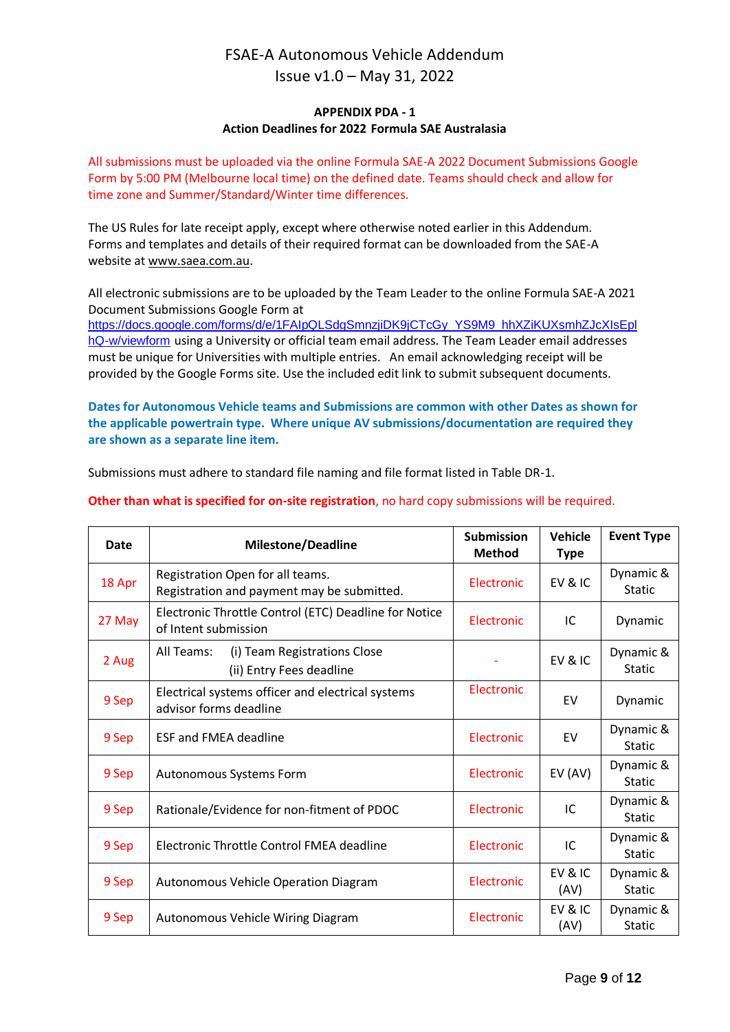FSAE-A Autonomous Vehicle Addendum
Issue v1.0 – May 31, 2022

## APPENDIX PDA - 1
### Action Deadlines for 2022 Formula SAE Australasia

All submissions must be uploaded via the online Formula SAE-A 2022 Document Submissions Google Form by 5:00 PM (Melbourne local time) on the defined date. Teams should check and allow for time zone and Summer/Standard/Winter time differences.

The US Rules for late receipt apply, except where otherwise noted earlier in this Addendum. Forms and templates and details of their required format can be downloaded from the SAE-A website at www.saea.com.au.

All electronic submissions are to be uploaded by the Team Leader to the online Formula SAE-A 2021 Document Submissions Google Form at https://docs.google.com/forms/d/e/1FAIpQLSdgSmnzjiDK9jCTcGy_YS9M9_hhXZiKUXsmhZJcXIsEplhQ-w/viewform using a University or official team email address. The Team Leader email addresses must be unique for Universities with multiple entries. An email acknowledging receipt will be provided by the Google Forms site. Use the included edit link to submit subsequent documents.

**Dates for Autonomous Vehicle teams and Submissions are common with other Dates as shown for the applicable powertrain type. Where unique AV submissions/documentation are required they are shown as a separate line item.**

Submissions must adhere to standard file naming and file format listed in Table DR-1.

**Other than what is specified for on-site registration**, no hard copy submissions will be required.

| Date | Milestone/Deadline | Submission Method | Vehicle Type | Event Type |
|---|---|---|---|---|
| 18 Apr | Registration Open for all teams. Registration and payment may be submitted. | Electronic | EV & IC | Dynamic & Static |
| 27 May | Electronic Throttle Control (ETC) Deadline for Notice of Intent submission | Electronic | IC | Dynamic |
| 2 Aug | All Teams: (i) Team Registrations Close (ii) Entry Fees deadline | - | EV & IC | Dynamic & Static |
| 9 Sep | Electrical systems officer and electrical systems advisor forms deadline | Electronic | EV | Dynamic |
| 9 Sep | ESF and FMEA deadline | Electronic | EV | Dynamic & Static |
| 9 Sep | Autonomous Systems Form | Electronic | EV (AV) | Dynamic & Static |
| 9 Sep | Rationale/Evidence for non-fitment of PDOC | Electronic | IC | Dynamic & Static |
| 9 Sep | Electronic Throttle Control FMEA deadline | Electronic | IC | Dynamic & Static |
| 9 Sep | Autonomous Vehicle Operation Diagram | Electronic | EV & IC (AV) | Dynamic & Static |
| 9 Sep | Autonomous Vehicle Wiring Diagram | Electronic | EV & IC (AV) | Dynamic & Static |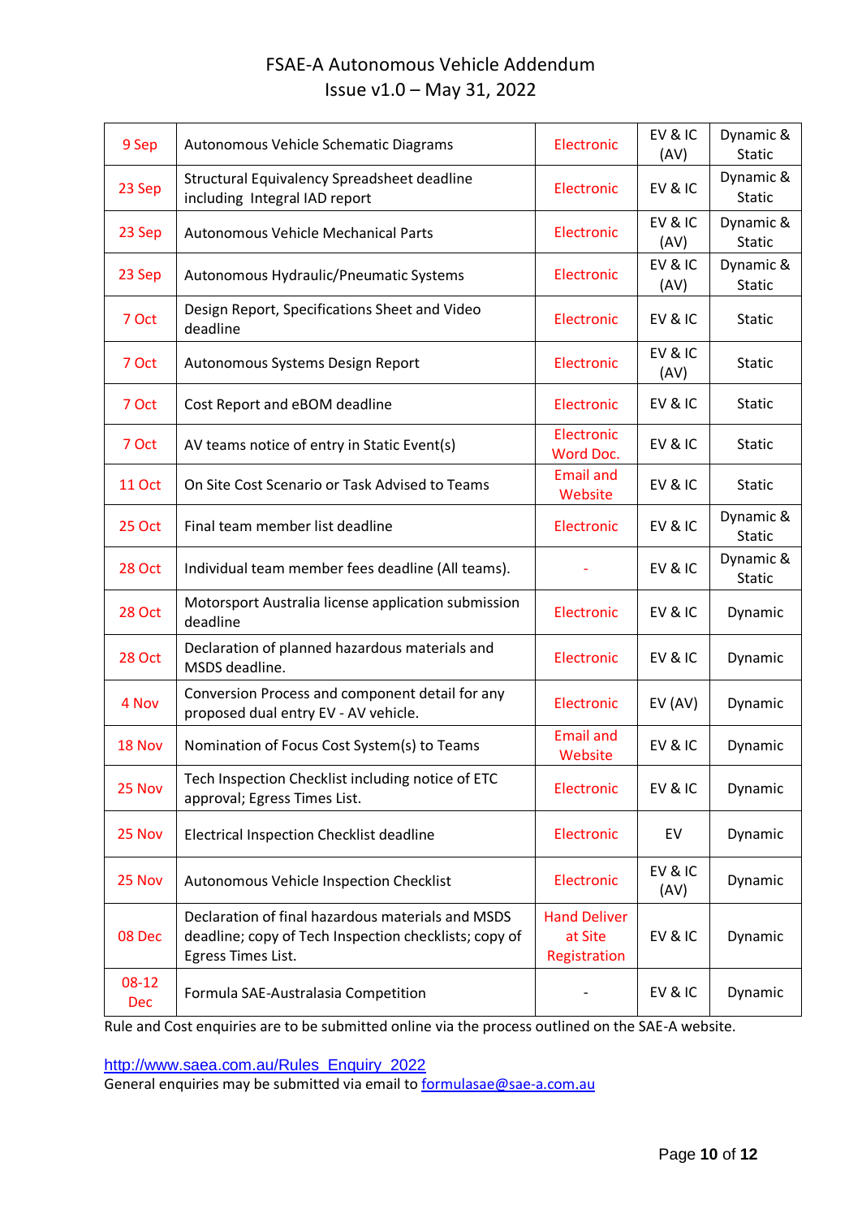# FSAE-A Autonomous Vehicle Addendum
Issue v1.0 – May 31, 2022

| | | | | |
|---|---|---|---|---|
| 9 Sep | Autonomous Vehicle Schematic Diagrams | Electronic | EV & IC (AV) | Dynamic & Static |
| 23 Sep | Structural Equivalency Spreadsheet deadline including Integral IAD report | Electronic | EV & IC | Dynamic & Static |
| 23 Sep | Autonomous Vehicle Mechanical Parts | Electronic | EV & IC (AV) | Dynamic & Static |
| 23 Sep | Autonomous Hydraulic/Pneumatic Systems | Electronic | EV & IC (AV) | Dynamic & Static |
| 7 Oct | Design Report, Specifications Sheet and Video deadline | Electronic | EV & IC | Static |
| 7 Oct | Autonomous Systems Design Report | Electronic | EV & IC (AV) | Static |
| 7 Oct | Cost Report and eBOM deadline | Electronic | EV & IC | Static |
| 7 Oct | AV teams notice of entry in Static Event(s) | Electronic Word Doc. | EV & IC | Static |
| 11 Oct | On Site Cost Scenario or Task Advised to Teams | Email and Website | EV & IC | Static |
| 25 Oct | Final team member list deadline | Electronic | EV & IC | Dynamic & Static |
| 28 Oct | Individual team member fees deadline (All teams). | - | EV & IC | Dynamic & Static |
| 28 Oct | Motorsport Australia license application submission deadline | Electronic | EV & IC | Dynamic |
| 28 Oct | Declaration of planned hazardous materials and MSDS deadline. | Electronic | EV & IC | Dynamic |
| 4 Nov | Conversion Process and component detail for any proposed dual entry EV - AV vehicle. | Electronic | EV (AV) | Dynamic |
| 18 Nov | Nomination of Focus Cost System(s) to Teams | Email and Website | EV & IC | Dynamic |
| 25 Nov | Tech Inspection Checklist including notice of ETC approval; Egress Times List. | Electronic | EV & IC | Dynamic |
| 25 Nov | Electrical Inspection Checklist deadline | Electronic | EV | Dynamic |
| 25 Nov | Autonomous Vehicle Inspection Checklist | Electronic | EV & IC (AV) | Dynamic |
| 08 Dec | Declaration of final hazardous materials and MSDS deadline; copy of Tech Inspection checklists; copy of Egress Times List. | Hand Deliver at Site Registration | EV & IC | Dynamic |
| 08-12 Dec | Formula SAE-Australasia Competition | - | EV & IC | Dynamic |

Rule and Cost enquiries are to be submitted online via the process outlined on the SAE-A website.

http://www.saea.com.au/Rules_Enquiry_2022

General enquiries may be submitted via email to formulasae@sae-a.com.au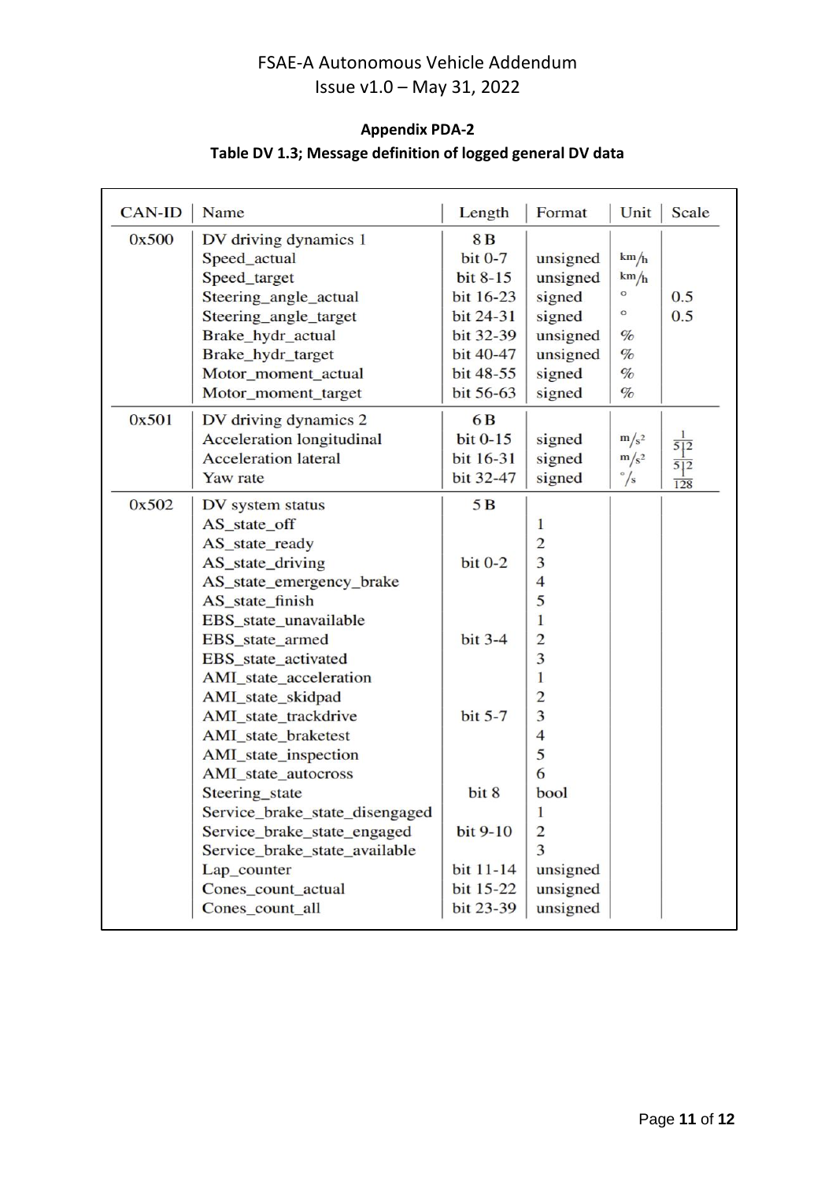**Appendix PDA-2**

**Table DV 1.3; Message definition of logged general DV data**

| CAN-ID | Name | Length | Format | Unit | Scale |
|---|---|---|---|---|---|
| 0x500 | DV driving dynamics 1 | 8 B | | | |
| | Speed_actual | bit 0-7 | unsigned | $^{km}/_{h}$ | |
| | Speed_target | bit 8-15 | unsigned | $^{km}/_{h}$ | |
| | Steering_angle_actual | bit 16-23 | signed | ° | 0.5 |
| | Steering_angle_target | bit 24-31 | signed | ° | 0.5 |
| | Brake_hydr_actual | bit 32-39 | unsigned | % | |
| | Brake_hydr_target | bit 40-47 | unsigned | % | |
| | Motor_moment_actual | bit 48-55 | signed | % | |
| | Motor_moment_target | bit 56-63 | signed | % | |
| 0x501 | DV driving dynamics 2 | 6 B | | | |
| | Acceleration longitudinal | bit 0-15 | signed | $^{m}/_{s^2}$ | $\frac{1}{512}$ |
| | Acceleration lateral | bit 16-31 | signed | $^{m}/_{s^2}$ | $\frac{1}{512}$ |
| | Yaw rate | bit 32-47 | signed | $^{\circ}/_{s}$ | $\frac{1}{128}$ |
| 0x502 | DV system status | 5 B | | | |
| | AS_state_off | | 1 | | |
| | AS_state_ready | | 2 | | |
| | AS_state_driving | bit 0-2 | 3 | | |
| | AS_state_emergency_brake | | 4 | | |
| | AS_state_finish | | 5 | | |
| | EBS_state_unavailable | | 1 | | |
| | EBS_state_armed | bit 3-4 | 2 | | |
| | EBS_state_activated | | 3 | | |
| | AMI_state_acceleration | | 1 | | |
| | AMI_state_skidpad | | 2 | | |
| | AMI_state_trackdrive | bit 5-7 | 3 | | |
| | AMI_state_braketest | | 4 | | |
| | AMI_state_inspection | | 5 | | |
| | AMI_state_autocross | | 6 | | |
| | Steering_state | bit 8 | bool | | |
| | Service_brake_state_disengaged | | 1 | | |
| | Service_brake_state_engaged | bit 9-10 | 2 | | |
| | Service_brake_state_available | | 3 | | |
| | Lap_counter | bit 11-14 | unsigned | | |
| | Cones_count_actual | bit 15-22 | unsigned | | |
| | Cones_count_all | bit 23-39 | unsigned | | |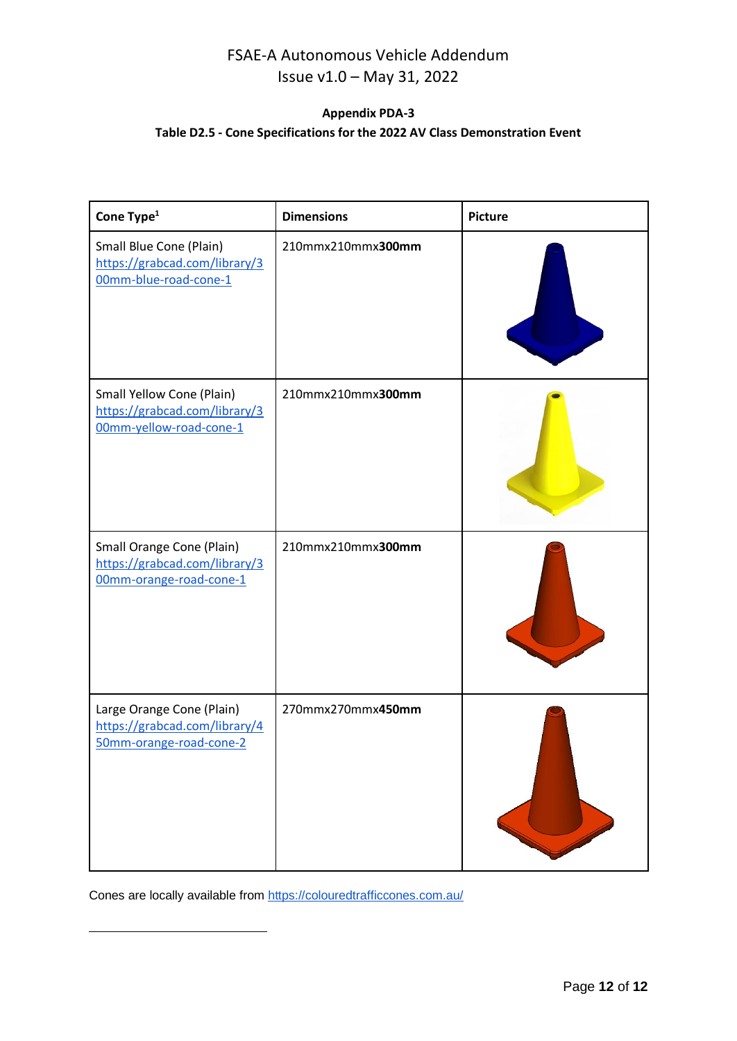FSAE-A Autonomous Vehicle Addendum
Issue v1.0 – May 31, 2022

**Appendix PDA-3**

**Table D2.5 - Cone Specifications for the 2022 AV Class Demonstration Event**

| Cone Type[1] | Dimensions | Picture |
|---|---|---|
| Small Blue Cone (Plain) https://grabcad.com/library/300mm-blue-road-cone-1 | 210mmx210mmx**300mm** | |
| Small Yellow Cone (Plain) https://grabcad.com/library/300mm-yellow-road-cone-1 | 210mmx210mmx**300mm** | |
| Small Orange Cone (Plain) https://grabcad.com/library/300mm-orange-road-cone-1 | 210mmx210mmx**300mm** | |
| Large Orange Cone (Plain) https://grabcad.com/library/450mm-orange-road-cone-2 | 270mmx270mmx**450mm** | |

Cones are locally available from https://colouredtrafficcones.com.au/